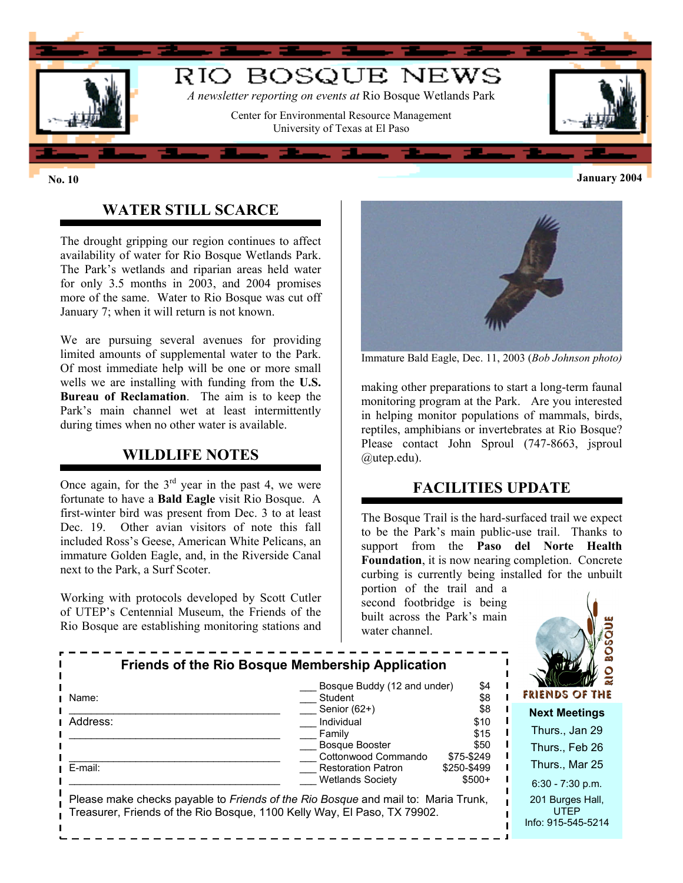# RIO BOSQUE NEWS

*A newsletter reporting on events at* Rio Bosque Wetlands Park

Center for Environmental Resource Management
University of Texas at El Paso

**No. 10** **January 2004**

## WATER STILL SCARCE

The drought gripping our region continues to affect availability of water for Rio Bosque Wetlands Park. The Park's wetlands and riparian areas held water for only 3.5 months in 2003, and 2004 promises more of the same. Water to Rio Bosque was cut off January 7; when it will return is not known.

We are pursuing several avenues for providing limited amounts of supplemental water to the Park. Of most immediate help will be one or more small wells we are installing with funding from the **U.S. Bureau of Reclamation**. The aim is to keep the Park's main channel wet at least intermittently during times when no other water is available.

## WILDLIFE NOTES

Once again, for the 3rd year in the past 4, we were fortunate to have a **Bald Eagle** visit Rio Bosque. A first-winter bird was present from Dec. 3 to at least Dec. 19. Other avian visitors of note this fall included Ross's Geese, American White Pelicans, an immature Golden Eagle, and, in the Riverside Canal next to the Park, a Surf Scoter.

Working with protocols developed by Scott Cutler of UTEP's Centennial Museum, the Friends of the Rio Bosque are establishing monitoring stations and making other preparations to start a long-term faunal monitoring program at the Park. Are you interested in helping monitor populations of mammals, birds, reptiles, amphibians or invertebrates at Rio Bosque? Please contact John Sproul (747-8663, jsproul @utep.edu).

Immature Bald Eagle, Dec. 11, 2003 (*Bob Johnson photo)*

## FACILITIES UPDATE

The Bosque Trail is the hard-surfaced trail we expect to be the Park's main public-use trail. Thanks to support from the **Paso del Norte Health Foundation**, it is now nearing completion. Concrete curbing is currently being installed for the unbuilt portion of the trail and a second footbridge is being built across the Park's main water channel.

### Friends of the Rio Bosque Membership Application

Name:
___________________________________

Address:
___________________________________

___________________________________

E-mail:
___________________________________

| | Membership | Amount |
|---|---|---|
| ___ | Bosque Buddy (12 and under) | $4 |
| ___ | Student | $8 |
| ___ | Senior (62+) | $8 |
| ___ | Individual | $10 |
| ___ | Family | $15 |
| ___ | Bosque Booster | $50 |
| ___ | Cottonwood Commando | $75-$249 |
| ___ | Restoration Patron | $250-$499 |
| ___ | Wetlands Society | $500+ |

Please make checks payable to *Friends of the Rio Bosque* and mail to: Maria Trunk, Treasurer, Friends of the Rio Bosque, 1100 Kelly Way, El Paso, TX 79902.

FRIENDS OF THE RIO BOSQUE

**Next Meetings**

Thurs., Jan 29

Thurs., Feb 26

Thurs., Mar 25

6:30 - 7:30 p.m.

201 Burges Hall, UTEP

Info: 915-545-5214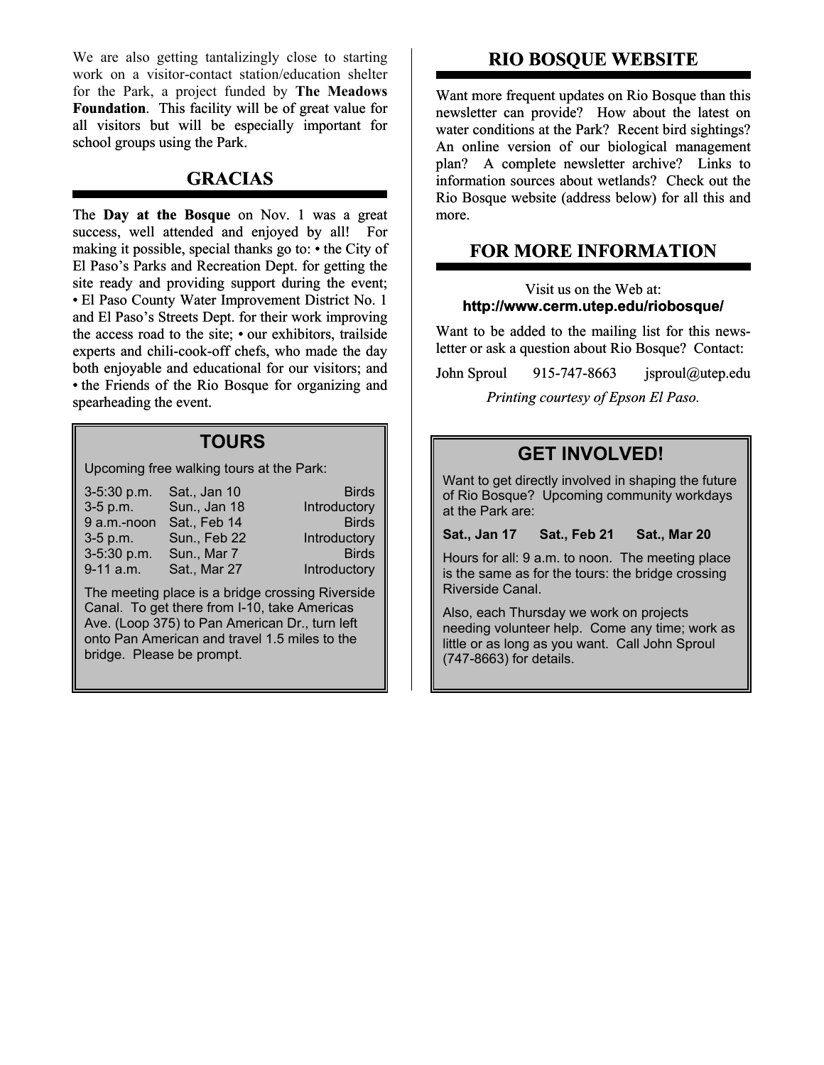We are also getting tantalizingly close to starting work on a visitor-contact station/education shelter for the Park, a project funded by **The Meadows Foundation**. This facility will be of great value for all visitors but will be especially important for school groups using the Park.

## GRACIAS

The **Day at the Bosque** on Nov. 1 was a great success, well attended and enjoyed by all! For making it possible, special thanks go to: • the City of El Paso's Parks and Recreation Dept. for getting the site ready and providing support during the event; • El Paso County Water Improvement District No. 1 and El Paso's Streets Dept. for their work improving the access road to the site; • our exhibitors, trailside experts and chili-cook-off chefs, who made the day both enjoyable and educational for our visitors; and • the Friends of the Rio Bosque for organizing and spearheading the event.

## TOURS

Upcoming free walking tours at the Park:

| | | |
|---|---|---|
| 3-5:30 p.m. | Sat., Jan 10 | Birds |
| 3-5 p.m. | Sun., Jan 18 | Introductory |
| 9 a.m.-noon | Sat., Feb 14 | Birds |
| 3-5 p.m. | Sun., Feb 22 | Introductory |
| 3-5:30 p.m. | Sun., Mar 7 | Birds |
| 9-11 a.m. | Sat., Mar 27 | Introductory |

The meeting place is a bridge crossing Riverside Canal. To get there from I-10, take Americas Ave. (Loop 375) to Pan American Dr., turn left onto Pan American and travel 1.5 miles to the bridge. Please be prompt.

## RIO BOSQUE WEBSITE

Want more frequent updates on Rio Bosque than this newsletter can provide? How about the latest on water conditions at the Park? Recent bird sightings? An online version of our biological management plan? A complete newsletter archive? Links to information sources about wetlands? Check out the Rio Bosque website (address below) for all this and more.

## FOR MORE INFORMATION

Visit us on the Web at:
**http://www.cerm.utep.edu/riobosque/**

Want to be added to the mailing list for this newsletter or ask a question about Rio Bosque? Contact:

John Sproul 915-747-8663 jsproul@utep.edu

*Printing courtesy of Epson El Paso.*

## GET INVOLVED!

Want to get directly involved in shaping the future of Rio Bosque? Upcoming community workdays at the Park are:

**Sat., Jan 17 Sat., Feb 21 Sat., Mar 20**

Hours for all: 9 a.m. to noon. The meeting place is the same as for the tours: the bridge crossing Riverside Canal.

Also, each Thursday we work on projects needing volunteer help. Come any time; work as little or as long as you want. Call John Sproul (747-8663) for details.